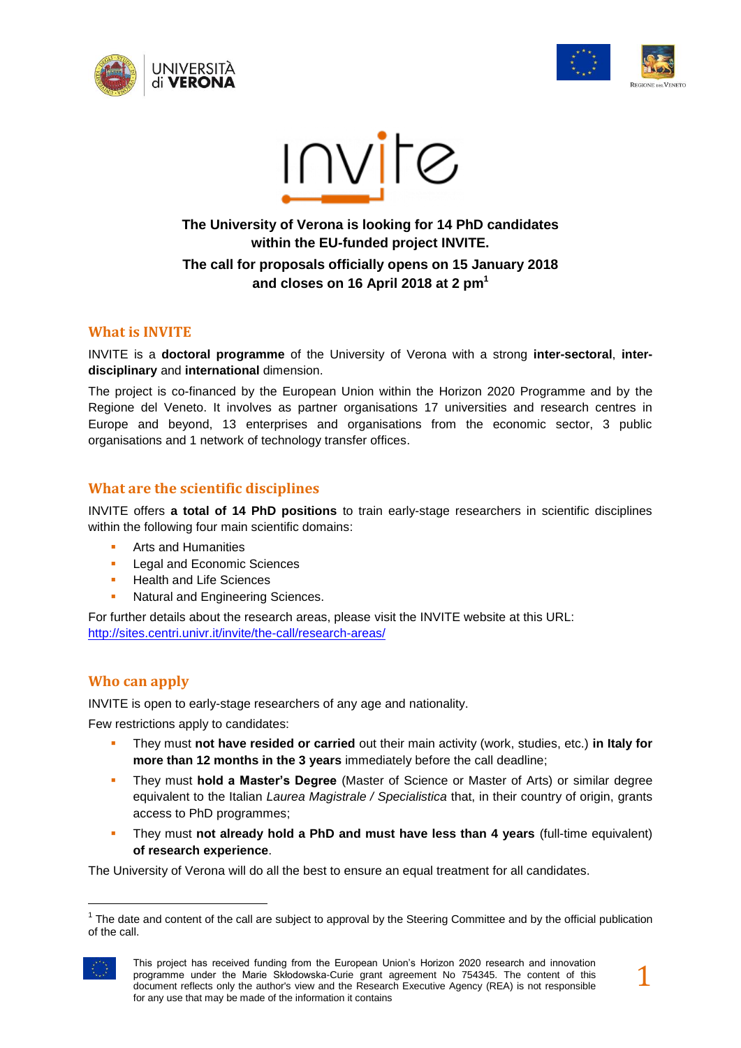**The University of Verona is looking for 14 PhD candidates within the EU-funded project INVITE.**

**The call for proposals officially opens on 15 January 2018 and closes on 16 April 2018 at 2 pm[1]**

## What is INVITE

INVITE is a **doctoral programme** of the University of Verona with a strong **inter-sectoral**, **inter-disciplinary** and **international** dimension.

The project is co-financed by the European Union within the Horizon 2020 Programme and by the Regione del Veneto. It involves as partner organisations 17 universities and research centres in Europe and beyond, 13 enterprises and organisations from the economic sector, 3 public organisations and 1 network of technology transfer offices.

## What are the scientific disciplines

INVITE offers **a total of 14 PhD positions** to train early-stage researchers in scientific disciplines within the following four main scientific domains:

- Arts and Humanities
- Legal and Economic Sciences
- Health and Life Sciences
- Natural and Engineering Sciences.

For further details about the research areas, please visit the INVITE website at this URL: http://sites.centri.univr.it/invite/the-call/research-areas/

## Who can apply

INVITE is open to early-stage researchers of any age and nationality.

Few restrictions apply to candidates:

- They must **not have resided or carried** out their main activity (work, studies, etc.) **in Italy for more than 12 months in the 3 years** immediately before the call deadline;
- They must **hold a Master's Degree** (Master of Science or Master of Arts) or similar degree equivalent to the Italian *Laurea Magistrale / Specialistica* that, in their country of origin, grants access to PhD programmes;
- They must **not already hold a PhD and must have less than 4 years** (full-time equivalent) **of research experience**.

The University of Verona will do all the best to ensure an equal treatment for all candidates.

---

[1] The date and content of the call are subject to approval by the Steering Committee and by the official publication of the call.

This project has received funding from the European Union's Horizon 2020 research and innovation programme under the Marie Skłodowska-Curie grant agreement No 754345. The content of this document reflects only the author's view and the Research Executive Agency (REA) is not responsible for any use that may be made of the information it contains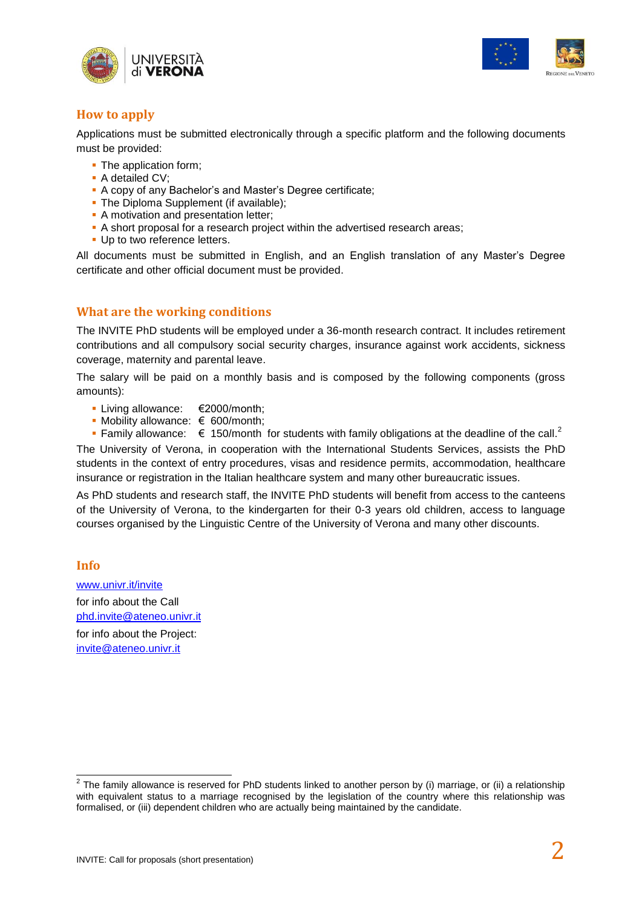## How to apply

Applications must be submitted electronically through a specific platform and the following documents must be provided:

- The application form;
- A detailed CV;
- A copy of any Bachelor's and Master's Degree certificate;
- The Diploma Supplement (if available);
- A motivation and presentation letter;
- A short proposal for a research project within the advertised research areas;
- Up to two reference letters.

All documents must be submitted in English, and an English translation of any Master's Degree certificate and other official document must be provided.

## What are the working conditions

The INVITE PhD students will be employed under a 36-month research contract. It includes retirement contributions and all compulsory social security charges, insurance against work accidents, sickness coverage, maternity and parental leave.

The salary will be paid on a monthly basis and is composed by the following components (gross amounts):

- Living allowance: €2000/month;
- Mobility allowance: € 600/month;
- Family allowance: € 150/month for students with family obligations at the deadline of the call.[2]

The University of Verona, in cooperation with the International Students Services, assists the PhD students in the context of entry procedures, visas and residence permits, accommodation, healthcare insurance or registration in the Italian healthcare system and many other bureaucratic issues.

As PhD students and research staff, the INVITE PhD students will benefit from access to the canteens of the University of Verona, to the kindergarten for their 0-3 years old children, access to language courses organised by the Linguistic Centre of the University of Verona and many other discounts.

## Info

www.univr.it/invite

for info about the Call
phd.invite@ateneo.univr.it

for info about the Project:
invite@ateneo.univr.it

---

[2] The family allowance is reserved for PhD students linked to another person by (i) marriage, or (ii) a relationship with equivalent status to a marriage recognised by the legislation of the country where this relationship was formalised, or (iii) dependent children who are actually being maintained by the candidate.